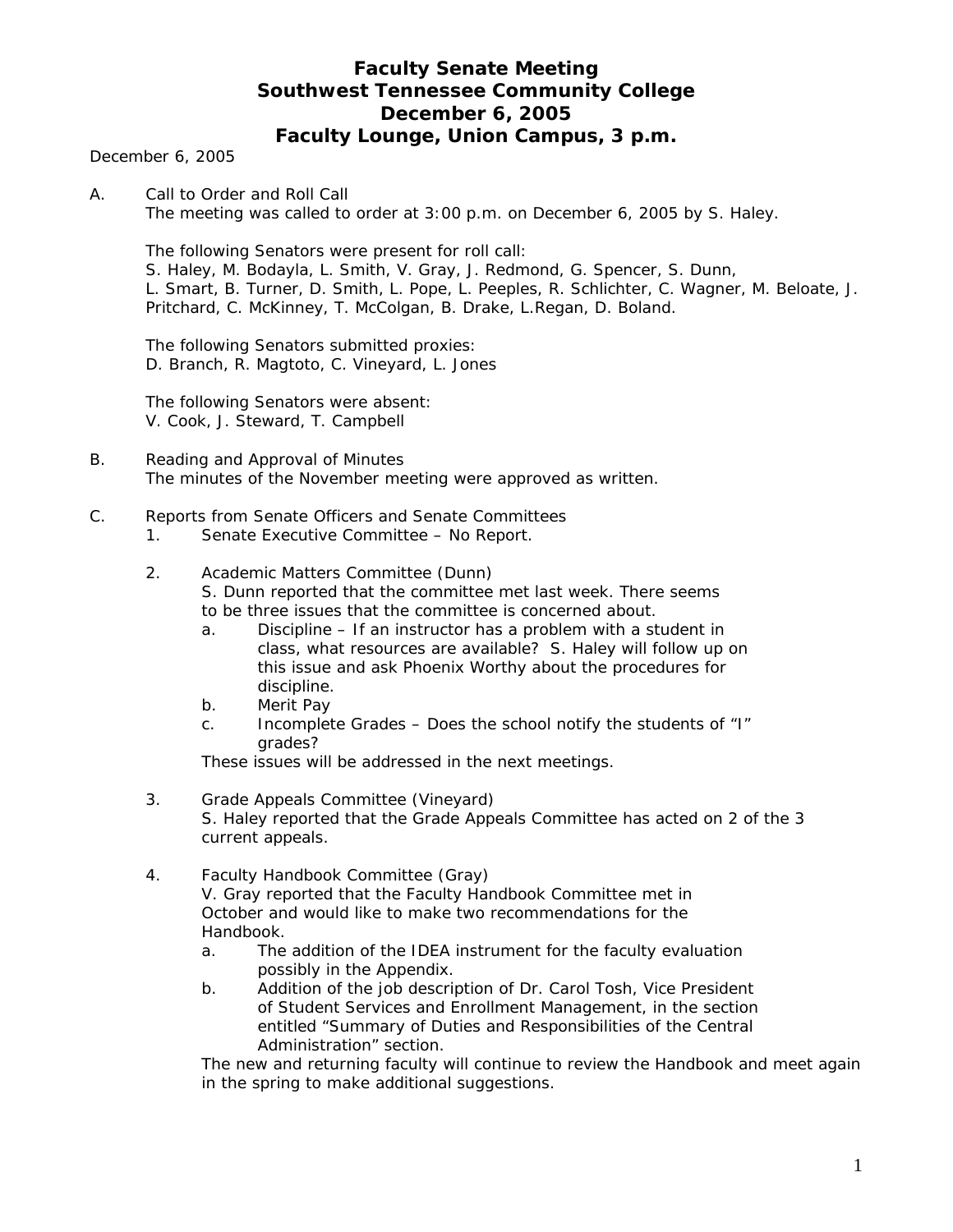# Faculty Senate Meeting
# Southwest Tennessee Community College
# December 6, 2005
# Faculty Lounge, Union Campus, 3 p.m.

December 6, 2005

A. Call to Order and Roll Call
   The meeting was called to order at 3:00 p.m. on December 6, 2005 by S. Haley.

   The following Senators were present for roll call:
   S. Haley, M. Bodayla, L. Smith, V. Gray, J. Redmond, G. Spencer, S. Dunn, L. Smart, B. Turner, D. Smith, L. Pope, L. Peeples, R. Schlichter, C. Wagner, M. Beloate, J. Pritchard, C. McKinney, T. McColgan, B. Drake, L.Regan, D. Boland.

   The following Senators submitted proxies:
   D. Branch, R. Magtoto, C. Vineyard, L. Jones

   The following Senators were absent:
   V. Cook, J. Steward, T. Campbell

B. Reading and Approval of Minutes
   The minutes of the November meeting were approved as written.

C. Reports from Senate Officers and Senate Committees
   1. Senate Executive Committee – No Report.

   2. Academic Matters Committee (Dunn)
      S. Dunn reported that the committee met last week. There seems to be three issues that the committee is concerned about.
      a. Discipline – If an instructor has a problem with a student in class, what resources are available? S. Haley will follow up on this issue and ask Phoenix Worthy about the procedures for discipline.
      b. Merit Pay
      c. Incomplete Grades – Does the school notify the students of "I" grades?

      These issues will be addressed in the next meetings.

   3. Grade Appeals Committee (Vineyard)
      S. Haley reported that the Grade Appeals Committee has acted on 2 of the 3 current appeals.

   4. Faculty Handbook Committee (Gray)
      V. Gray reported that the Faculty Handbook Committee met in October and would like to make two recommendations for the Handbook.
      a. The addition of the IDEA instrument for the faculty evaluation possibly in the Appendix.
      b. Addition of the job description of Dr. Carol Tosh, Vice President of Student Services and Enrollment Management, in the section entitled "Summary of Duties and Responsibilities of the Central Administration" section.

      The new and returning faculty will continue to review the Handbook and meet again in the spring to make additional suggestions.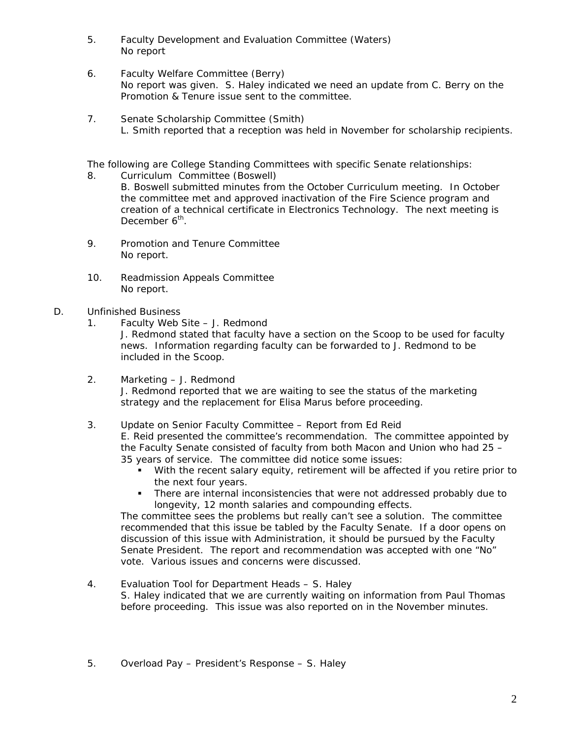5. Faculty Development and Evaluation Committee (Waters)
   No report

6. Faculty Welfare Committee (Berry)
   No report was given. S. Haley indicated we need an update from C. Berry on the Promotion & Tenure issue sent to the committee.

7. Senate Scholarship Committee (Smith)
   L. Smith reported that a reception was held in November for scholarship recipients.

The following are College Standing Committees with specific Senate relationships:

8. Curriculum Committee (Boswell)
   B. Boswell submitted minutes from the October Curriculum meeting. In October the committee met and approved inactivation of the Fire Science program and creation of a technical certificate in Electronics Technology. The next meeting is December 6th.

9. Promotion and Tenure Committee
   No report.

10. Readmission Appeals Committee
    No report.

D. Unfinished Business

1. Faculty Web Site – J. Redmond
   J. Redmond stated that faculty have a section on the Scoop to be used for faculty news. Information regarding faculty can be forwarded to J. Redmond to be included in the Scoop.

2. Marketing – J. Redmond
   J. Redmond reported that we are waiting to see the status of the marketing strategy and the replacement for Elisa Marus before proceeding.

3. Update on Senior Faculty Committee – Report from Ed Reid
   E. Reid presented the committee's recommendation. The committee appointed by the Faculty Senate consisted of faculty from both Macon and Union who had 25 – 35 years of service. The committee did notice some issues:
   - With the recent salary equity, retirement will be affected if you retire prior to the next four years.
   - There are internal inconsistencies that were not addressed probably due to longevity, 12 month salaries and compounding effects.

   The committee sees the problems but really can't see a solution. The committee recommended that this issue be tabled by the Faculty Senate. If a door opens on discussion of this issue with Administration, it should be pursued by the Faculty Senate President. The report and recommendation was accepted with one "No" vote. Various issues and concerns were discussed.

4. Evaluation Tool for Department Heads – S. Haley
   S. Haley indicated that we are currently waiting on information from Paul Thomas before proceeding. This issue was also reported on in the November minutes.

5. Overload Pay – President's Response – S. Haley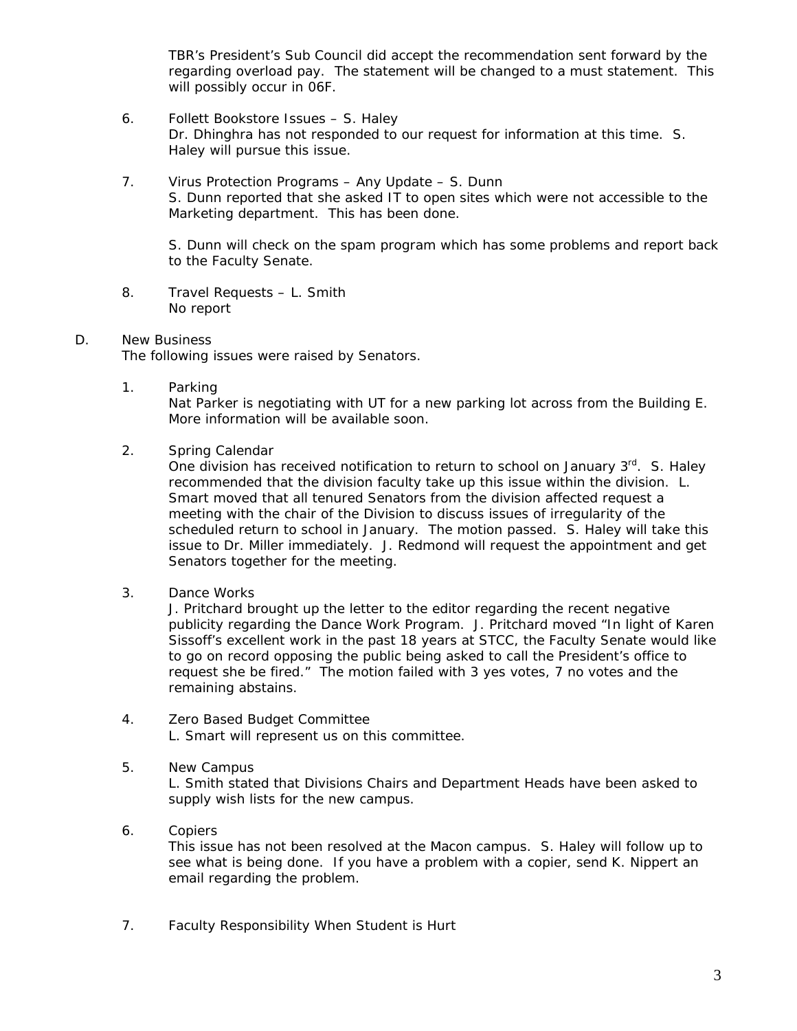TBR's President's Sub Council did accept the recommendation sent forward by the regarding overload pay. The statement will be changed to a must statement. This will possibly occur in 06F.

6. Follett Bookstore Issues – S. Haley
   Dr. Dhinghra has not responded to our request for information at this time. S. Haley will pursue this issue.

7. Virus Protection Programs – Any Update – S. Dunn
   S. Dunn reported that she asked IT to open sites which were not accessible to the Marketing department. This has been done.

   S. Dunn will check on the spam program which has some problems and report back to the Faculty Senate.

8. Travel Requests – L. Smith
   No report

D. New Business
   The following issues were raised by Senators.

1. Parking
   Nat Parker is negotiating with UT for a new parking lot across from the Building E. More information will be available soon.

2. Spring Calendar
   One division has received notification to return to school on January 3rd. S. Haley recommended that the division faculty take up this issue within the division. L. Smart moved that all tenured Senators from the division affected request a meeting with the chair of the Division to discuss issues of irregularity of the scheduled return to school in January. The motion passed. S. Haley will take this issue to Dr. Miller immediately. J. Redmond will request the appointment and get Senators together for the meeting.

3. Dance Works
   J. Pritchard brought up the letter to the editor regarding the recent negative publicity regarding the Dance Work Program. J. Pritchard moved "In light of Karen Sissoff's excellent work in the past 18 years at STCC, the Faculty Senate would like to go on record opposing the public being asked to call the President's office to request she be fired." The motion failed with 3 yes votes, 7 no votes and the remaining abstains.

4. Zero Based Budget Committee
   L. Smart will represent us on this committee.

5. New Campus
   L. Smith stated that Divisions Chairs and Department Heads have been asked to supply wish lists for the new campus.

6. Copiers
   This issue has not been resolved at the Macon campus. S. Haley will follow up to see what is being done. If you have a problem with a copier, send K. Nippert an email regarding the problem.

7. Faculty Responsibility When Student is Hurt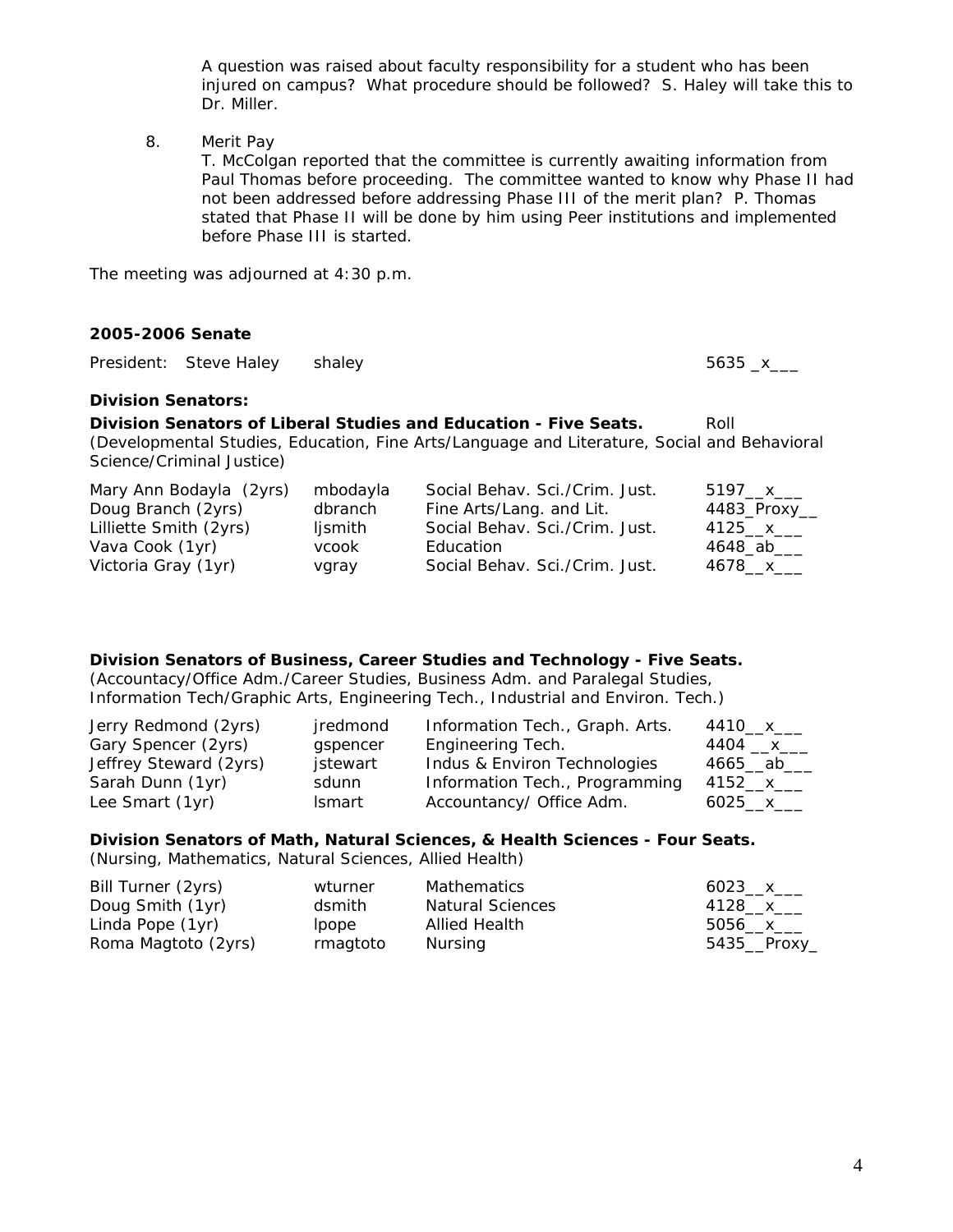A question was raised about faculty responsibility for a student who has been injured on campus? What procedure should be followed? S. Haley will take this to Dr. Miller.

8. Merit Pay
   T. McColgan reported that the committee is currently awaiting information from Paul Thomas before proceeding. The committee wanted to know why Phase II had not been addressed before addressing Phase III of the merit plan? P. Thomas stated that Phase II will be done by him using Peer institutions and implemented before Phase III is started.

The meeting was adjourned at 4:30 p.m.

**2005-2006 Senate**

| President: Steve Haley | shaley | | 5635 _x___ |
|---|---|---|---|

**Division Senators:**

**Division Senators of Liberal Studies and Education - Five Seats.** Roll
(Developmental Studies, Education, Fine Arts/Language and Literature, Social and Behavioral Science/Criminal Justice)

| | | | |
|---|---|---|---|
| Mary Ann Bodayla (2yrs) | mbodayla | Social Behav. Sci./Crim. Just. | 5197__x___ |
| Doug Branch (2yrs) | dbranch | Fine Arts/Lang. and Lit. | 4483_Proxy__ |
| Lilliette Smith (2yrs) | ljsmith | Social Behav. Sci./Crim. Just. | 4125__x___ |
| Vava Cook (1yr) | vcook | Education | 4648_ab___ |
| Victoria Gray (1yr) | vgray | Social Behav. Sci./Crim. Just. | 4678__x___ |

**Division Senators of Business, Career Studies and Technology - Five Seats.**
(Accountacy/Office Adm./Career Studies, Business Adm. and Paralegal Studies, Information Tech/Graphic Arts, Engineering Tech., Industrial and Environ. Tech.)

| | | | |
|---|---|---|---|
| Jerry Redmond (2yrs) | jredmond | Information Tech., Graph. Arts. | 4410__x___ |
| Gary Spencer (2yrs) | gspencer | Engineering Tech. | 4404 __x___ |
| Jeffrey Steward (2yrs) | jstewart | Indus & Environ Technologies | 4665__ab___ |
| Sarah Dunn (1yr) | sdunn | Information Tech., Programming | 4152__x___ |
| Lee Smart (1yr) | lsmart | Accountancy/ Office Adm. | 6025__x___ |

**Division Senators of Math, Natural Sciences, & Health Sciences - Four Seats.**
(Nursing, Mathematics, Natural Sciences, Allied Health)

| | | | |
|---|---|---|---|
| Bill Turner (2yrs) | wturner | Mathematics | 6023__x___ |
| Doug Smith (1yr) | dsmith | Natural Sciences | 4128__x___ |
| Linda Pope (1yr) | lpope | Allied Health | 5056__x___ |
| Roma Magtoto (2yrs) | rmagtoto | Nursing | 5435__Proxy_ |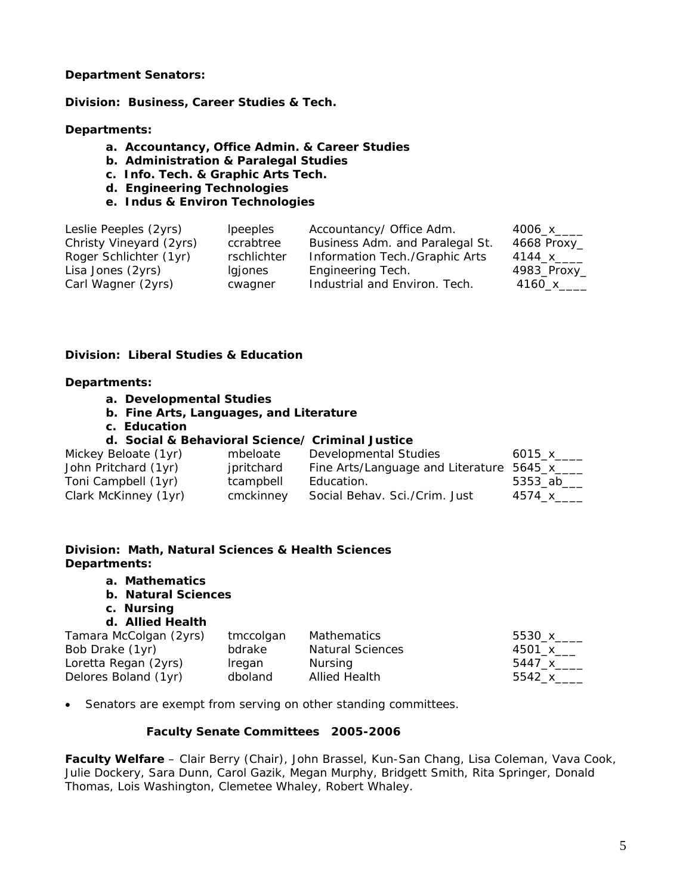**Department Senators:**

**Division: Business, Career Studies & Tech.**

**Departments:**

- **a. Accountancy, Office Admin. & Career Studies**
- **b. Administration & Paralegal Studies**
- **c. Info. Tech. & Graphic Arts Tech.**
- **d. Engineering Technologies**
- **e. Indus & Environ Technologies**

| | | | |
|---|---|---|---|
| Leslie Peeples (2yrs) | lpeeples | Accountancy/ Office Adm. | 4006_x____ |
| Christy Vineyard (2yrs) | ccrabtree | Business Adm. and Paralegal St. | 4668 Proxy_ |
| Roger Schlichter (1yr) | rschlichter | Information Tech./Graphic Arts | 4144_x____ |
| Lisa Jones (2yrs) | lgjones | Engineering Tech. | 4983_Proxy_ |
| Carl Wagner (2yrs) | cwagner | Industrial and Environ. Tech. | 4160_x____ |

**Division: Liberal Studies & Education**

**Departments:**

- **a. Developmental Studies**
- **b. Fine Arts, Languages, and Literature**
- **c. Education**
- **d. Social & Behavioral Science/ Criminal Justice**

| | | | |
|---|---|---|---|
| Mickey Beloate (1yr) | mbeloate | Developmental Studies | 6015_x____ |
| John Pritchard (1yr) | jpritchard | Fine Arts/Language and Literature | 5645_x____ |
| Toni Campbell (1yr) | tcampbell | Education. | 5353_ab___ |
| Clark McKinney (1yr) | cmckinney | Social Behav. Sci./Crim. Just | 4574_x____ |

**Division: Math, Natural Sciences & Health Sciences**
**Departments:**

- **a. Mathematics**
- **b. Natural Sciences**
- **c. Nursing**
- **d. Allied Health**

| | | | |
|---|---|---|---|
| Tamara McColgan (2yrs) | tmccolgan | Mathematics | 5530_x____ |
| Bob Drake (1yr) | bdrake | Natural Sciences | 4501_x___ |
| Loretta Regan (2yrs) | lregan | Nursing | 5447_x____ |
| Delores Boland (1yr) | dboland | Allied Health | 5542_x____ |

- Senators are exempt from serving on other standing committees.

**Faculty Senate Committees 2005-2006**

**Faculty Welfare** – Clair Berry (Chair), John Brassel, Kun-San Chang, Lisa Coleman, Vava Cook, Julie Dockery, Sara Dunn, Carol Gazik, Megan Murphy, Bridgett Smith, Rita Springer, Donald Thomas, Lois Washington, Clemetee Whaley, Robert Whaley.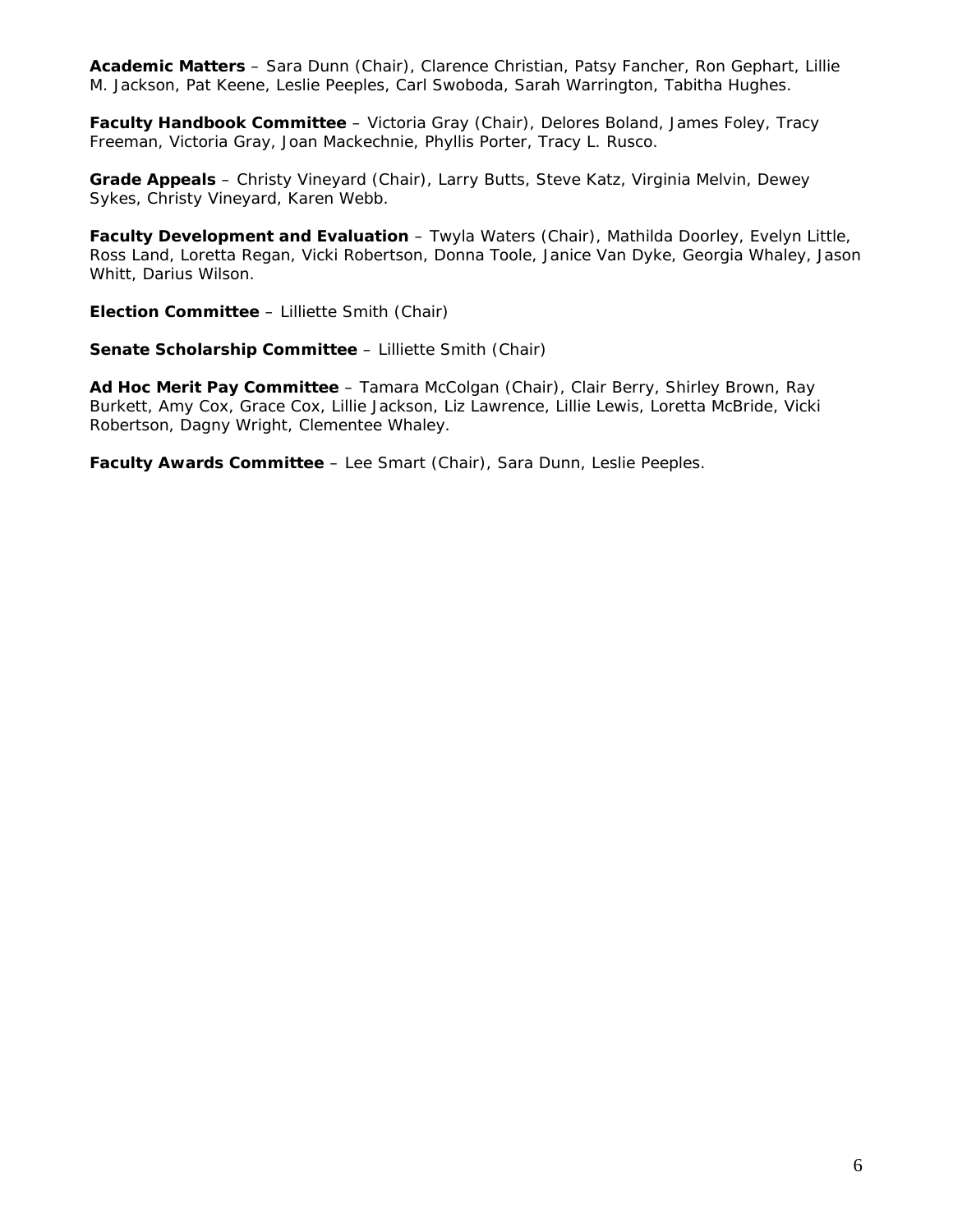**Academic Matters** – Sara Dunn (Chair), Clarence Christian, Patsy Fancher, Ron Gephart, Lillie M. Jackson, Pat Keene, Leslie Peeples, Carl Swoboda, Sarah Warrington, Tabitha Hughes.

**Faculty Handbook Committee** – Victoria Gray (Chair), Delores Boland, James Foley, Tracy Freeman, Victoria Gray, Joan Mackechnie, Phyllis Porter, Tracy L. Rusco.

**Grade Appeals** – Christy Vineyard (Chair), Larry Butts, Steve Katz, Virginia Melvin, Dewey Sykes, Christy Vineyard, Karen Webb.

**Faculty Development and Evaluation** – Twyla Waters (Chair), Mathilda Doorley, Evelyn Little, Ross Land, Loretta Regan, Vicki Robertson, Donna Toole, Janice Van Dyke, Georgia Whaley, Jason Whitt, Darius Wilson.

**Election Committee** – Lilliette Smith (Chair)

**Senate Scholarship Committee** – Lilliette Smith (Chair)

**Ad Hoc Merit Pay Committee** – Tamara McColgan (Chair), Clair Berry, Shirley Brown, Ray Burkett, Amy Cox, Grace Cox, Lillie Jackson, Liz Lawrence, Lillie Lewis, Loretta McBride, Vicki Robertson, Dagny Wright, Clementee Whaley.

**Faculty Awards Committee** – Lee Smart (Chair), Sara Dunn, Leslie Peeples.